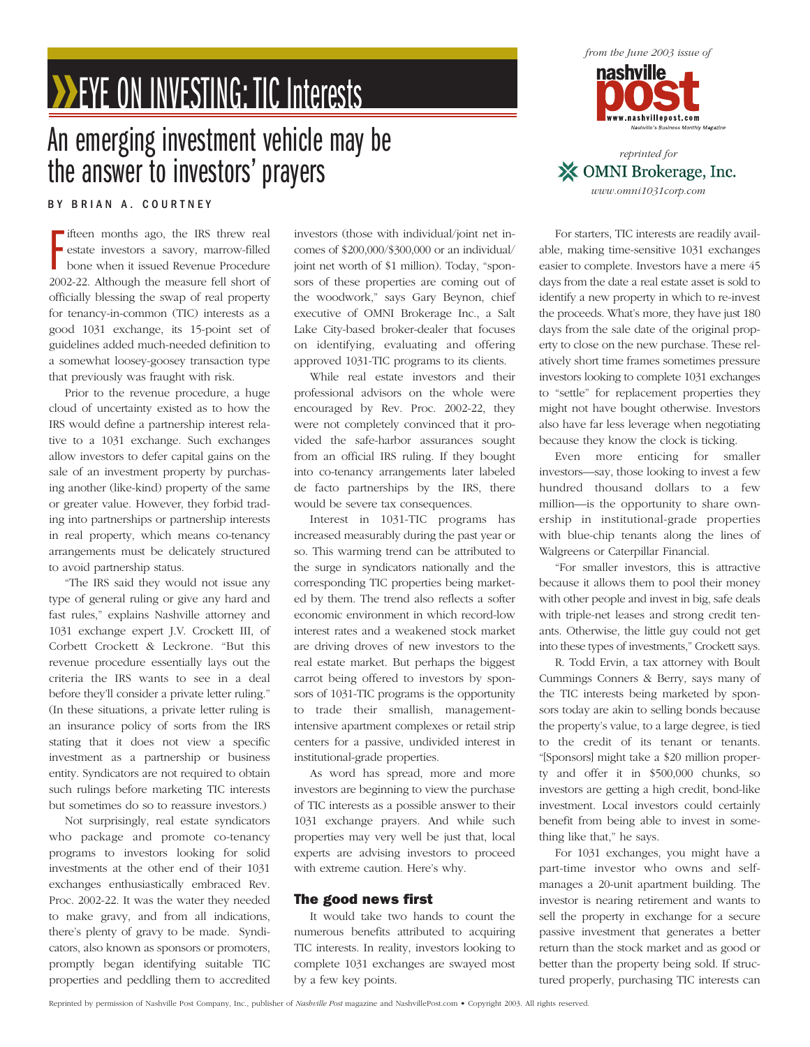# EYE ON INVESTING: TIC Interests

*from the June 2003 issue of* **nashville post** www.nashvillepost.com Nashville's Business Monthly Magazine

*reprinted for* **OMNI Brokerage, Inc.** *www.omni1031corp.com*

## An emerging investment vehicle may be the answer to investors' prayers

BY BRIAN A. COURTNEY

Fifteen months ago, the IRS threw real estate investors a savory, marrow-filled bone when it issued Revenue Procedure 2002-22. Although the measure fell short of officially blessing the swap of real property for tenancy-in-common (TIC) interests as a good 1031 exchange, its 15-point set of guidelines added much-needed definition to a somewhat loosey-goosey transaction type that previously was fraught with risk.

Prior to the revenue procedure, a huge cloud of uncertainty existed as to how the IRS would define a partnership interest relative to a 1031 exchange. Such exchanges allow investors to defer capital gains on the sale of an investment property by purchasing another (like-kind) property of the same or greater value. However, they forbid trading into partnerships or partnership interests in real property, which means co-tenancy arrangements must be delicately structured to avoid partnership status.

"The IRS said they would not issue any type of general ruling or give any hard and fast rules," explains Nashville attorney and 1031 exchange expert J.V. Crockett III, of Corbett Crockett & Leckrone. "But this revenue procedure essentially lays out the criteria the IRS wants to see in a deal before they'll consider a private letter ruling." (In these situations, a private letter ruling is an insurance policy of sorts from the IRS stating that it does not view a specific investment as a partnership or business entity. Syndicators are not required to obtain such rulings before marketing TIC interests but sometimes do so to reassure investors.)

Not surprisingly, real estate syndicators who package and promote co-tenancy programs to investors looking for solid investments at the other end of their 1031 exchanges enthusiastically embraced Rev. Proc. 2002-22. It was the water they needed to make gravy, and from all indications, there's plenty of gravy to be made. Syndicators, also known as sponsors or promoters, promptly began identifying suitable TIC properties and peddling them to accredited investors (those with individual/joint net incomes of $200,000/$300,000 or an individual/joint net worth of $1 million). Today, "sponsors of these properties are coming out of the woodwork," says Gary Beynon, chief executive of OMNI Brokerage Inc., a Salt Lake City-based broker-dealer that focuses on identifying, evaluating and offering approved 1031-TIC programs to its clients.

While real estate investors and their professional advisors on the whole were encouraged by Rev. Proc. 2002-22, they were not completely convinced that it provided the safe-harbor assurances sought from an official IRS ruling. If they bought into co-tenancy arrangements later labeled de facto partnerships by the IRS, there would be severe tax consequences.

Interest in 1031-TIC programs has increased measurably during the past year or so. This warming trend can be attributed to the surge in syndicators nationally and the corresponding TIC properties being marketed by them. The trend also reflects a softer economic environment in which record-low interest rates and a weakened stock market are driving droves of new investors to the real estate market. But perhaps the biggest carrot being offered to investors by sponsors of 1031-TIC programs is the opportunity to trade their smallish, management-intensive apartment complexes or retail strip centers for a passive, undivided interest in institutional-grade properties.

As word has spread, more and more investors are beginning to view the purchase of TIC interests as a possible answer to their 1031 exchange prayers. And while such properties may very well be just that, local experts are advising investors to proceed with extreme caution. Here's why.

### The good news first

It would take two hands to count the numerous benefits attributed to acquiring TIC interests. In reality, investors looking to complete 1031 exchanges are swayed most by a few key points.

For starters, TIC interests are readily available, making time-sensitive 1031 exchanges easier to complete. Investors have a mere 45 days from the date a real estate asset is sold to identify a new property in which to re-invest the proceeds. What's more, they have just 180 days from the sale date of the original property to close on the new purchase. These relatively short time frames sometimes pressure investors looking to complete 1031 exchanges to "settle" for replacement properties they might not have bought otherwise. Investors also have far less leverage when negotiating because they know the clock is ticking.

Even more enticing for smaller investors—say, those looking to invest a few hundred thousand dollars to a few million—is the opportunity to share ownership in institutional-grade properties with blue-chip tenants along the lines of Walgreens or Caterpillar Financial.

"For smaller investors, this is attractive because it allows them to pool their money with other people and invest in big, safe deals with triple-net leases and strong credit tenants. Otherwise, the little guy could not get into these types of investments," Crockett says.

R. Todd Ervin, a tax attorney with Boult Cummings Conners & Berry, says many of the TIC interests being marketed by sponsors today are akin to selling bonds because the property's value, to a large degree, is tied to the credit of its tenant or tenants. "[Sponsors] might take a $20 million property and offer it in $500,000 chunks, so investors are getting a high credit, bond-like investment. Local investors could certainly benefit from being able to invest in something like that," he says.

For 1031 exchanges, you might have a part-time investor who owns and self-manages a 20-unit apartment building. The investor is nearing retirement and wants to sell the property in exchange for a secure passive investment that generates a better return than the stock market and as good or better than the property being sold. If structured properly, purchasing TIC interests can

Reprinted by permission of Nashville Post Company, Inc., publisher of *Nashville Post* magazine and NashvillePost.com • Copyright 2003. All rights reserved.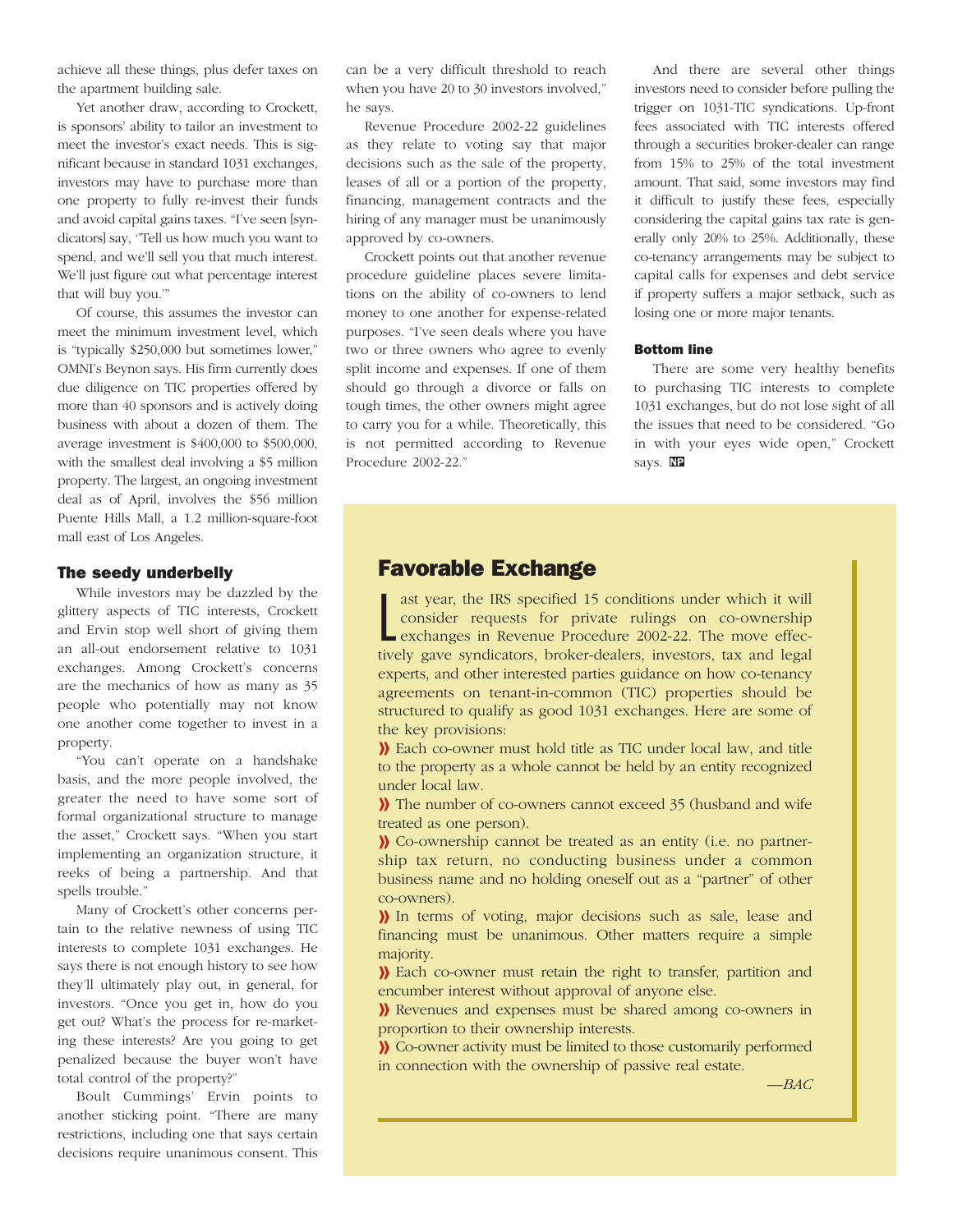achieve all these things, plus defer taxes on the apartment building sale.

Yet another draw, according to Crockett, is sponsors' ability to tailor an investment to meet the investor's exact needs. This is significant because in standard 1031 exchanges, investors may have to purchase more than one property to fully re-invest their funds and avoid capital gains taxes. "I've seen [syndicators] say, ''Tell us how much you want to spend, and we'll sell you that much interest. We'll just figure out what percentage interest that will buy you.'"

Of course, this assumes the investor can meet the minimum investment level, which is "typically $250,000 but sometimes lower," OMNI's Beynon says. His firm currently does due diligence on TIC properties offered by more than 40 sponsors and is actively doing business with about a dozen of them. The average investment is $400,000 to $500,000, with the smallest deal involving a $5 million property. The largest, an ongoing investment deal as of April, involves the $56 million Puente Hills Mall, a 1.2 million-square-foot mall east of Los Angeles.

### The seedy underbelly

While investors may be dazzled by the glittery aspects of TIC interests, Crockett and Ervin stop well short of giving them an all-out endorsement relative to 1031 exchanges. Among Crockett's concerns are the mechanics of how as many as 35 people who potentially may not know one another come together to invest in a property.

"You can't operate on a handshake basis, and the more people involved, the greater the need to have some sort of formal organizational structure to manage the asset," Crockett says. "When you start implementing an organization structure, it reeks of being a partnership. And that spells trouble."

Many of Crockett's other concerns pertain to the relative newness of using TIC interests to complete 1031 exchanges. He says there is not enough history to see how they'll ultimately play out, in general, for investors. "Once you get in, how do you get out? What's the process for re-marketing these interests? Are you going to get penalized because the buyer won't have total control of the property?"

Boult Cummings' Ervin points to another sticking point. "There are many restrictions, including one that says certain decisions require unanimous consent. This can be a very difficult threshold to reach when you have 20 to 30 investors involved," he says.

Revenue Procedure 2002-22 guidelines as they relate to voting say that major decisions such as the sale of the property, leases of all or a portion of the property, financing, management contracts and the hiring of any manager must be unanimously approved by co-owners.

Crockett points out that another revenue procedure guideline places severe limitations on the ability of co-owners to lend money to one another for expense-related purposes. "I've seen deals where you have two or three owners who agree to evenly split income and expenses. If one of them should go through a divorce or falls on tough times, the other owners might agree to carry you for a while. Theoretically, this is not permitted according to Revenue Procedure 2002-22."

And there are several other things investors need to consider before pulling the trigger on 1031-TIC syndications. Up-front fees associated with TIC interests offered through a securities broker-dealer can range from 15% to 25% of the total investment amount. That said, some investors may find it difficult to justify these fees, especially considering the capital gains tax rate is generally only 20% to 25%. Additionally, these co-tenancy arrangements may be subject to capital calls for expenses and debt service if property suffers a major setback, such as losing one or more major tenants.

### Bottom line

There are some very healthy benefits to purchasing TIC interests to complete 1031 exchanges, but do not lose sight of all the issues that need to be considered. "Go in with your eyes wide open," Crockett says. NP

## Favorable Exchange

Last year, the IRS specified 15 conditions under which it will consider requests for private rulings on co-ownership exchanges in Revenue Procedure 2002-22. The move effectively gave syndicators, broker-dealers, investors, tax and legal experts, and other interested parties guidance on how co-tenancy agreements on tenant-in-common (TIC) properties should be structured to qualify as good 1031 exchanges. Here are some of the key provisions:

- Each co-owner must hold title as TIC under local law, and title to the property as a whole cannot be held by an entity recognized under local law.
- The number of co-owners cannot exceed 35 (husband and wife treated as one person).
- Co-ownership cannot be treated as an entity (i.e. no partnership tax return, no conducting business under a common business name and no holding oneself out as a "partner" of other co-owners).
- In terms of voting, major decisions such as sale, lease and financing must be unanimous. Other matters require a simple majority.
- Each co-owner must retain the right to transfer, partition and encumber interest without approval of anyone else.
- Revenues and expenses must be shared among co-owners in proportion to their ownership interests.
- Co-owner activity must be limited to those customarily performed in connection with the ownership of passive real estate.

*—BAC*